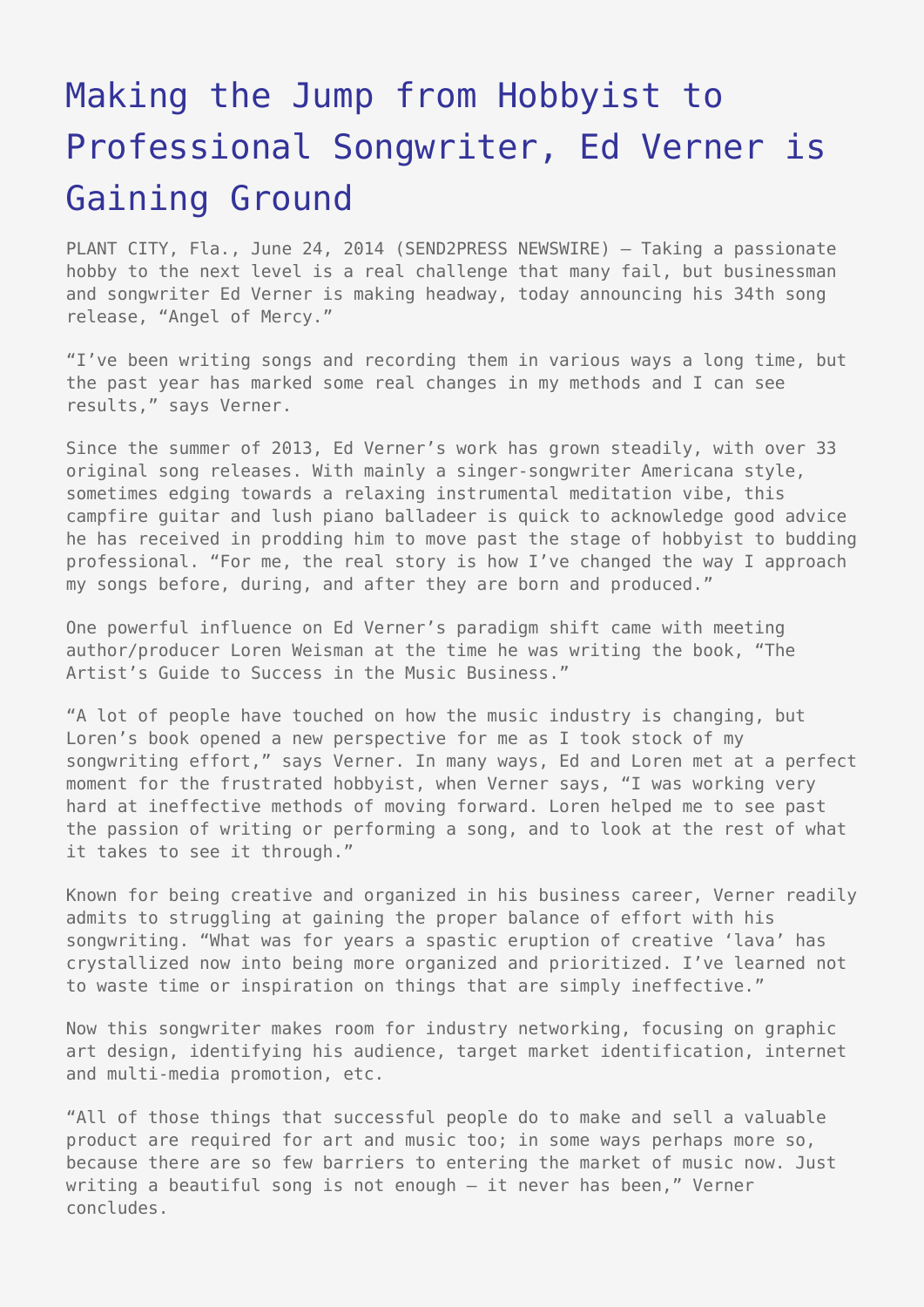# Making the Jump from Hobbyist to Professional Songwriter, Ed Verner is Gaining Ground

PLANT CITY, Fla., June 24, 2014 (SEND2PRESS NEWSWIRE) — Taking a passionate hobby to the next level is a real challenge that many fail, but businessman and songwriter Ed Verner is making headway, today announcing his 34th song release, "Angel of Mercy."

"I've been writing songs and recording them in various ways a long time, but the past year has marked some real changes in my methods and I can see results," says Verner.

Since the summer of 2013, Ed Verner's work has grown steadily, with over 33 original song releases. With mainly a singer-songwriter Americana style, sometimes edging towards a relaxing instrumental meditation vibe, this campfire guitar and lush piano balladeer is quick to acknowledge good advice he has received in prodding him to move past the stage of hobbyist to budding professional. "For me, the real story is how I've changed the way I approach my songs before, during, and after they are born and produced."

One powerful influence on Ed Verner's paradigm shift came with meeting author/producer Loren Weisman at the time he was writing the book, "The Artist's Guide to Success in the Music Business."

"A lot of people have touched on how the music industry is changing, but Loren's book opened a new perspective for me as I took stock of my songwriting effort," says Verner. In many ways, Ed and Loren met at a perfect moment for the frustrated hobbyist, when Verner says, "I was working very hard at ineffective methods of moving forward. Loren helped me to see past the passion of writing or performing a song, and to look at the rest of what it takes to see it through."

Known for being creative and organized in his business career, Verner readily admits to struggling at gaining the proper balance of effort with his songwriting. "What was for years a spastic eruption of creative 'lava' has crystallized now into being more organized and prioritized. I've learned not to waste time or inspiration on things that are simply ineffective."

Now this songwriter makes room for industry networking, focusing on graphic art design, identifying his audience, target market identification, internet and multi-media promotion, etc.

"All of those things that successful people do to make and sell a valuable product are required for art and music too; in some ways perhaps more so, because there are so few barriers to entering the market of music now. Just writing a beautiful song is not enough — it never has been," Verner concludes.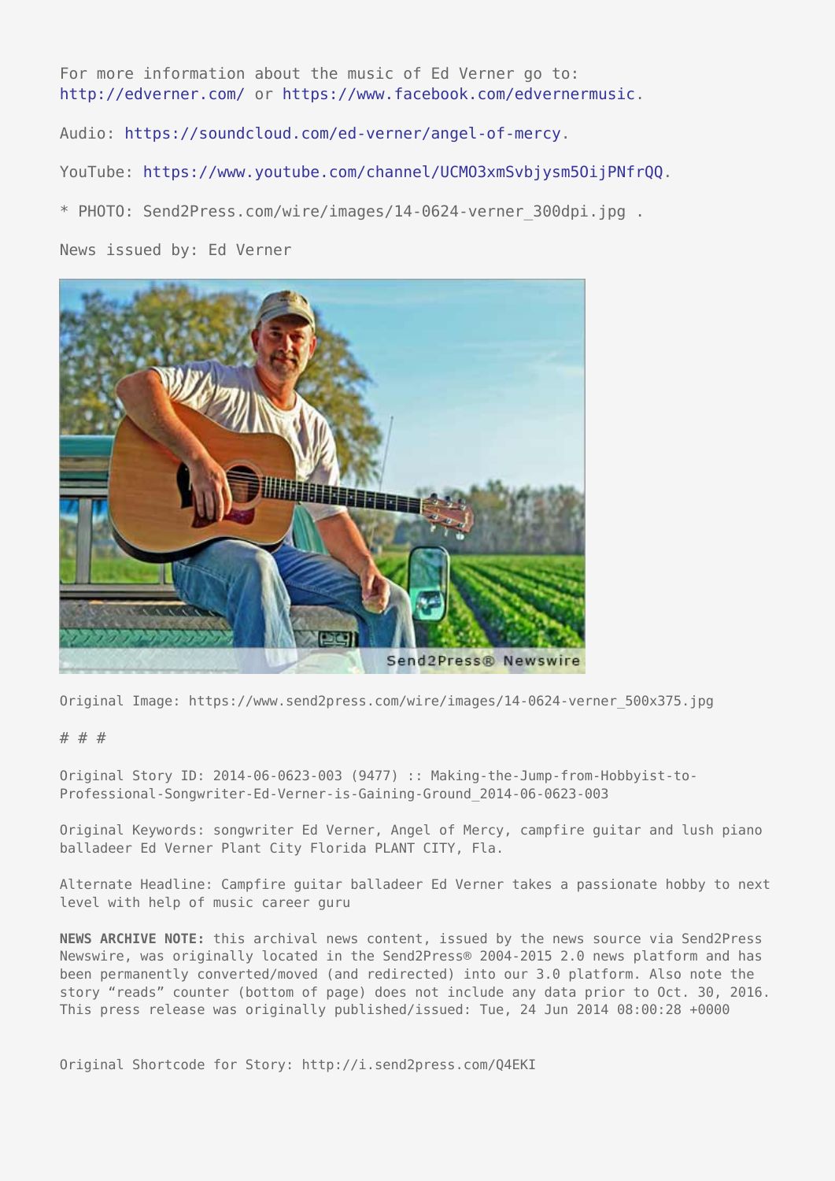For more information about the music of Ed Verner go to: http://edverner.com/ or https://www.facebook.com/edvernermusic.

Audio: https://soundcloud.com/ed-verner/angel-of-mercy.

YouTube: https://www.youtube.com/channel/UCMO3xmSvbjysm5OijPNfrQQ.

* PHOTO: Send2Press.com/wire/images/14-0624-verner_300dpi.jpg .

News issued by: Ed Verner

Original Image: https://www.send2press.com/wire/images/14-0624-verner_500x375.jpg

# # #

Original Story ID: 2014-06-0623-003 (9477) :: Making-the-Jump-from-Hobbyist-to-Professional-Songwriter-Ed-Verner-is-Gaining-Ground_2014-06-0623-003

Original Keywords: songwriter Ed Verner, Angel of Mercy, campfire guitar and lush piano balladeer Ed Verner Plant City Florida PLANT CITY, Fla.

Alternate Headline: Campfire guitar balladeer Ed Verner takes a passionate hobby to next level with help of music career guru

**NEWS ARCHIVE NOTE:** this archival news content, issued by the news source via Send2Press Newswire, was originally located in the Send2Press® 2004-2015 2.0 news platform and has been permanently converted/moved (and redirected) into our 3.0 platform. Also note the story "reads" counter (bottom of page) does not include any data prior to Oct. 30, 2016. This press release was originally published/issued: Tue, 24 Jun 2014 08:00:28 +0000

Original Shortcode for Story: http://i.send2press.com/Q4EKI